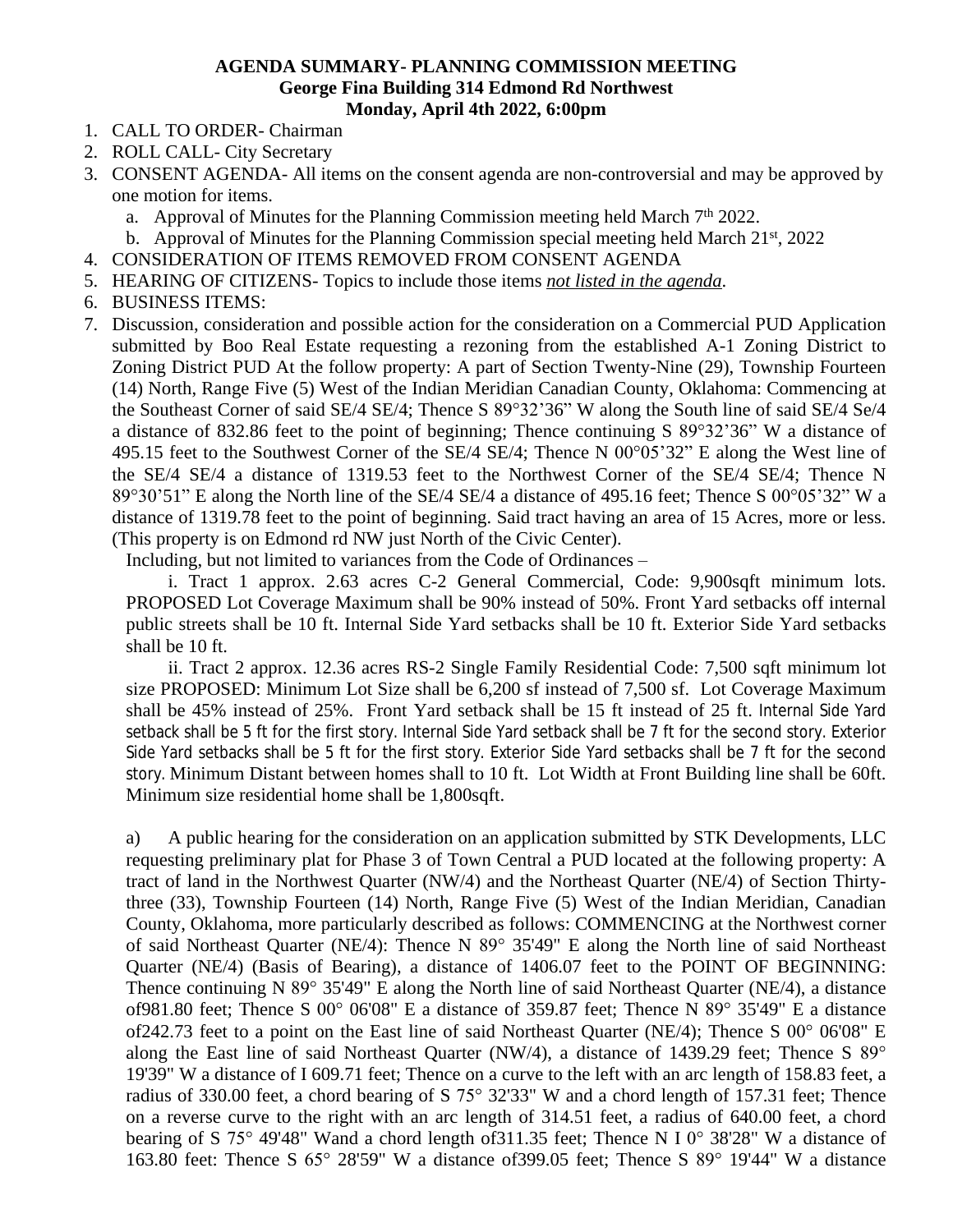**AGENDA SUMMARY- PLANNING COMMISSION MEETING**
**George Fina Building 314 Edmond Rd Northwest**
**Monday, April 4th 2022, 6:00pm**

1. CALL TO ORDER- Chairman
2. ROLL CALL- City Secretary
3. CONSENT AGENDA- All items on the consent agenda are non-controversial and may be approved by one motion for items.
   a. Approval of Minutes for the Planning Commission meeting held March 7th 2022.
   b. Approval of Minutes for the Planning Commission special meeting held March 21st, 2022
4. CONSIDERATION OF ITEMS REMOVED FROM CONSENT AGENDA
5. HEARING OF CITIZENS- Topics to include those items *not listed in the agenda*.
6. BUSINESS ITEMS:
7. Discussion, consideration and possible action for the consideration on a Commercial PUD Application submitted by Boo Real Estate requesting a rezoning from the established A-1 Zoning District to Zoning District PUD At the follow property: A part of Section Twenty-Nine (29), Township Fourteen (14) North, Range Five (5) West of the Indian Meridian Canadian County, Oklahoma: Commencing at the Southeast Corner of said SE/4 SE/4; Thence S 89°32'36" W along the South line of said SE/4 Se/4 a distance of 832.86 feet to the point of beginning; Thence continuing S 89°32'36" W a distance of 495.15 feet to the Southwest Corner of the SE/4 SE/4; Thence N 00°05'32" E along the West line of the SE/4 SE/4 a distance of 1319.53 feet to the Northwest Corner of the SE/4 SE/4; Thence N 89°30'51" E along the North line of the SE/4 SE/4 a distance of 495.16 feet; Thence S 00°05'32" W a distance of 1319.78 feet to the point of beginning. Said tract having an area of 15 Acres, more or less. (This property is on Edmond rd NW just North of the Civic Center).

   Including, but not limited to variances from the Code of Ordinances –

   i. Tract 1 approx. 2.63 acres C-2 General Commercial, Code: 9,900sqft minimum lots. PROPOSED Lot Coverage Maximum shall be 90% instead of 50%. Front Yard setbacks off internal public streets shall be 10 ft. Internal Side Yard setbacks shall be 10 ft. Exterior Side Yard setbacks shall be 10 ft.

   ii. Tract 2 approx. 12.36 acres RS-2 Single Family Residential Code: 7,500 sqft minimum lot size PROPOSED: Minimum Lot Size shall be 6,200 sf instead of 7,500 sf. Lot Coverage Maximum shall be 45% instead of 25%. Front Yard setback shall be 15 ft instead of 25 ft. Internal Side Yard setback shall be 5 ft for the first story. Internal Side Yard setback shall be 7 ft for the second story. Exterior Side Yard setbacks shall be 5 ft for the first story. Exterior Side Yard setbacks shall be 7 ft for the second story. Minimum Distant between homes shall to 10 ft. Lot Width at Front Building line shall be 60ft. Minimum size residential home shall be 1,800sqft.

   a) A public hearing for the consideration on an application submitted by STK Developments, LLC requesting preliminary plat for Phase 3 of Town Central a PUD located at the following property: A tract of land in the Northwest Quarter (NW/4) and the Northeast Quarter (NE/4) of Section Thirty-three (33), Township Fourteen (14) North, Range Five (5) West of the Indian Meridian, Canadian County, Oklahoma, more particularly described as follows: COMMENCING at the Northwest corner of said Northeast Quarter (NE/4): Thence N 89° 35'49" E along the North line of said Northeast Quarter (NE/4) (Basis of Bearing), a distance of 1406.07 feet to the POINT OF BEGINNING: Thence continuing N 89° 35'49" E along the North line of said Northeast Quarter (NE/4), a distance of981.80 feet; Thence S 00° 06'08" E a distance of 359.87 feet; Thence N 89° 35'49" E a distance of242.73 feet to a point on the East line of said Northeast Quarter (NE/4); Thence S 00° 06'08" E along the East line of said Northeast Quarter (NW/4), a distance of 1439.29 feet; Thence S 89° 19'39" W a distance of I 609.71 feet; Thence on a curve to the left with an arc length of 158.83 feet, a radius of 330.00 feet, a chord bearing of S 75° 32'33" W and a chord length of 157.31 feet; Thence on a reverse curve to the right with an arc length of 314.51 feet, a radius of 640.00 feet, a chord bearing of S 75° 49'48" Wand a chord length of311.35 feet; Thence N I 0° 38'28" W a distance of 163.80 feet: Thence S 65° 28'59" W a distance of399.05 feet; Thence S 89° 19'44" W a distance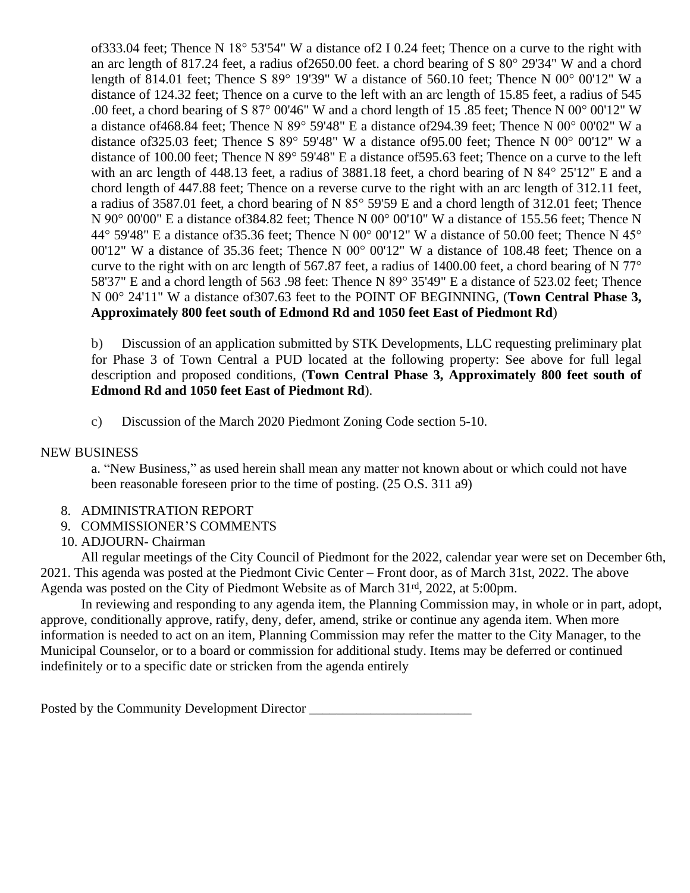of333.04 feet; Thence N 18° 53'54" W a distance of2 I 0.24 feet; Thence on a curve to the right with an arc length of 817.24 feet, a radius of2650.00 feet. a chord bearing of S 80° 29'34" W and a chord length of 814.01 feet; Thence S 89° 19'39" W a distance of 560.10 feet; Thence N 00° 00'12" W a distance of 124.32 feet; Thence on a curve to the left with an arc length of 15.85 feet, a radius of 545 .00 feet, a chord bearing of S 87° 00'46" W and a chord length of 15 .85 feet; Thence N 00° 00'12" W a distance of468.84 feet; Thence N 89° 59'48" E a distance of294.39 feet; Thence N 00° 00'02" W a distance of325.03 feet; Thence S 89° 59'48" W a distance of95.00 feet; Thence N 00° 00'12" W a distance of 100.00 feet; Thence N 89° 59'48" E a distance of595.63 feet; Thence on a curve to the left with an arc length of 448.13 feet, a radius of 3881.18 feet, a chord bearing of N 84° 25'12" E and a chord length of 447.88 feet; Thence on a reverse curve to the right with an arc length of 312.11 feet, a radius of 3587.01 feet, a chord bearing of N 85° 59'59 E and a chord length of 312.01 feet; Thence N 90° 00'00" E a distance of384.82 feet; Thence N 00° 00'10" W a distance of 155.56 feet; Thence N 44° 59'48" E a distance of35.36 feet; Thence N 00° 00'12" W a distance of 50.00 feet; Thence N 45° 00'12" W a distance of 35.36 feet; Thence N 00° 00'12" W a distance of 108.48 feet; Thence on a curve to the right with on arc length of 567.87 feet, a radius of 1400.00 feet, a chord bearing of N 77° 58'37" E and a chord length of 563 .98 feet: Thence N 89° 35'49" E a distance of 523.02 feet; Thence N 00° 24'11" W a distance of307.63 feet to the POINT OF BEGINNING, (**Town Central Phase 3, Approximately 800 feet south of Edmond Rd and 1050 feet East of Piedmont Rd**)

b) Discussion of an application submitted by STK Developments, LLC requesting preliminary plat for Phase 3 of Town Central a PUD located at the following property: See above for full legal description and proposed conditions, (**Town Central Phase 3, Approximately 800 feet south of Edmond Rd and 1050 feet East of Piedmont Rd**).

c) Discussion of the March 2020 Piedmont Zoning Code section 5-10.

NEW BUSINESS

a. "New Business," as used herein shall mean any matter not known about or which could not have been reasonable foreseen prior to the time of posting. (25 O.S. 311 a9)

8. ADMINISTRATION REPORT
9. COMMISSIONER'S COMMENTS
10. ADJOURN- Chairman

All regular meetings of the City Council of Piedmont for the 2022, calendar year were set on December 6th, 2021. This agenda was posted at the Piedmont Civic Center – Front door, as of March 31st, 2022. The above Agenda was posted on the City of Piedmont Website as of March 31rd, 2022, at 5:00pm.

In reviewing and responding to any agenda item, the Planning Commission may, in whole or in part, adopt, approve, conditionally approve, ratify, deny, defer, amend, strike or continue any agenda item. When more information is needed to act on an item, Planning Commission may refer the matter to the City Manager, to the Municipal Counselor, or to a board or commission for additional study. Items may be deferred or continued indefinitely or to a specific date or stricken from the agenda entirely

Posted by the Community Development Director ________________________